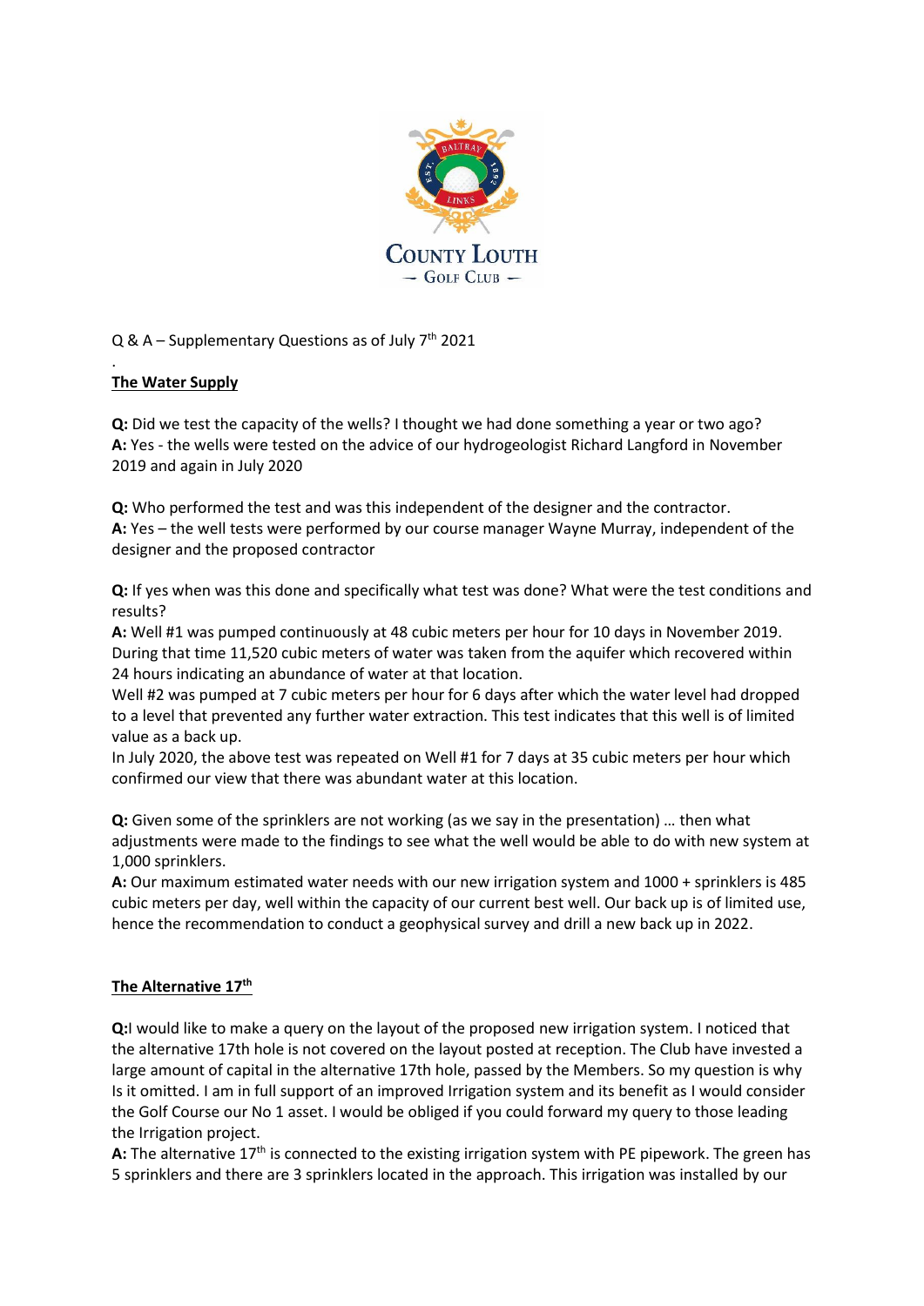Q & A – Supplementary Questions as of July 7th 2021

.

**The Water Supply**

**Q:** Did we test the capacity of the wells? I thought we had done something a year or two ago?
**A:** Yes - the wells were tested on the advice of our hydrogeologist Richard Langford in November 2019 and again in July 2020

**Q:** Who performed the test and was this independent of the designer and the contractor.
**A:** Yes – the well tests were performed by our course manager Wayne Murray, independent of the designer and the proposed contractor

**Q:** If yes when was this done and specifically what test was done? What were the test conditions and results?
**A:** Well #1 was pumped continuously at 48 cubic meters per hour for 10 days in November 2019. During that time 11,520 cubic meters of water was taken from the aquifer which recovered within 24 hours indicating an abundance of water at that location.
Well #2 was pumped at 7 cubic meters per hour for 6 days after which the water level had dropped to a level that prevented any further water extraction. This test indicates that this well is of limited value as a back up.
In July 2020, the above test was repeated on Well #1 for 7 days at 35 cubic meters per hour which confirmed our view that there was abundant water at this location.

**Q:** Given some of the sprinklers are not working (as we say in the presentation) … then what adjustments were made to the findings to see what the well would be able to do with new system at 1,000 sprinklers.
**A:** Our maximum estimated water needs with our new irrigation system and 1000 + sprinklers is 485 cubic meters per day, well within the capacity of our current best well. Our back up is of limited use, hence the recommendation to conduct a geophysical survey and drill a new back up in 2022.

**The Alternative 17th**

**Q:**I would like to make a query on the layout of the proposed new irrigation system. I noticed that the alternative 17th hole is not covered on the layout posted at reception. The Club have invested a large amount of capital in the alternative 17th hole, passed by the Members. So my question is why Is it omitted. I am in full support of an improved Irrigation system and its benefit as I would consider the Golf Course our No 1 asset. I would be obliged if you could forward my query to those leading the Irrigation project.
**A:** The alternative 17th is connected to the existing irrigation system with PE pipework. The green has 5 sprinklers and there are 3 sprinklers located in the approach. This irrigation was installed by our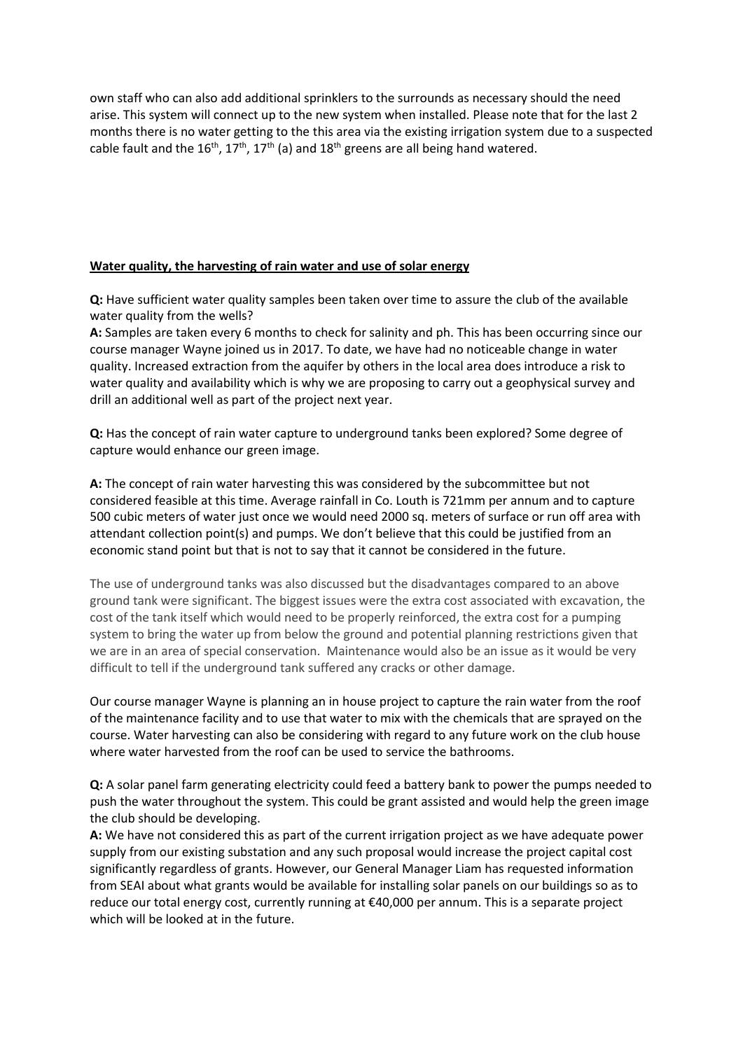own staff who can also add additional sprinklers to the surrounds as necessary should the need arise. This system will connect up to the new system when installed. Please note that for the last 2 months there is no water getting to the this area via the existing irrigation system due to a suspected cable fault and the 16th, 17th, 17th (a) and 18th greens are all being hand watered.

**Water quality, the harvesting of rain water and use of solar energy**

**Q:** Have sufficient water quality samples been taken over time to assure the club of the available water quality from the wells?

**A:** Samples are taken every 6 months to check for salinity and ph. This has been occurring since our course manager Wayne joined us in 2017. To date, we have had no noticeable change in water quality. Increased extraction from the aquifer by others in the local area does introduce a risk to water quality and availability which is why we are proposing to carry out a geophysical survey and drill an additional well as part of the project next year.

**Q:** Has the concept of rain water capture to underground tanks been explored? Some degree of capture would enhance our green image.

**A:** The concept of rain water harvesting this was considered by the subcommittee but not considered feasible at this time. Average rainfall in Co. Louth is 721mm per annum and to capture 500 cubic meters of water just once we would need 2000 sq. meters of surface or run off area with attendant collection point(s) and pumps. We don't believe that this could be justified from an economic stand point but that is not to say that it cannot be considered in the future.

The use of underground tanks was also discussed but the disadvantages compared to an above ground tank were significant. The biggest issues were the extra cost associated with excavation, the cost of the tank itself which would need to be properly reinforced, the extra cost for a pumping system to bring the water up from below the ground and potential planning restrictions given that we are in an area of special conservation. Maintenance would also be an issue as it would be very difficult to tell if the underground tank suffered any cracks or other damage.

Our course manager Wayne is planning an in house project to capture the rain water from the roof of the maintenance facility and to use that water to mix with the chemicals that are sprayed on the course. Water harvesting can also be considering with regard to any future work on the club house where water harvested from the roof can be used to service the bathrooms.

**Q:** A solar panel farm generating electricity could feed a battery bank to power the pumps needed to push the water throughout the system. This could be grant assisted and would help the green image the club should be developing.

**A:** We have not considered this as part of the current irrigation project as we have adequate power supply from our existing substation and any such proposal would increase the project capital cost significantly regardless of grants. However, our General Manager Liam has requested information from SEAI about what grants would be available for installing solar panels on our buildings so as to reduce our total energy cost, currently running at €40,000 per annum. This is a separate project which will be looked at in the future.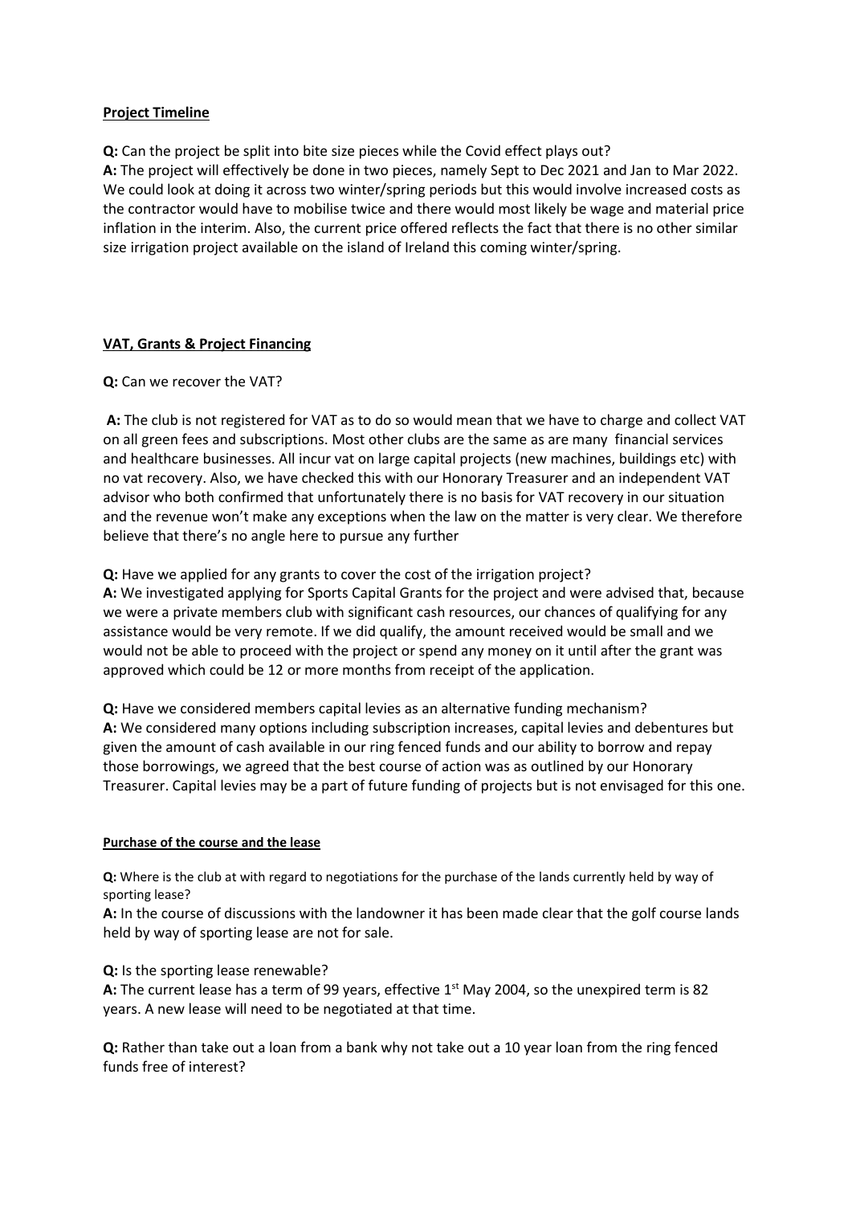## **Project Timeline**

**Q:** Can the project be split into bite size pieces while the Covid effect plays out?
**A:** The project will effectively be done in two pieces, namely Sept to Dec 2021 and Jan to Mar 2022. We could look at doing it across two winter/spring periods but this would involve increased costs as the contractor would have to mobilise twice and there would most likely be wage and material price inflation in the interim. Also, the current price offered reflects the fact that there is no other similar size irrigation project available on the island of Ireland this coming winter/spring.

## **VAT, Grants & Project Financing**

**Q:** Can we recover the VAT?

**A:** The club is not registered for VAT as to do so would mean that we have to charge and collect VAT on all green fees and subscriptions. Most other clubs are the same as are many financial services and healthcare businesses. All incur vat on large capital projects (new machines, buildings etc) with no vat recovery. Also, we have checked this with our Honorary Treasurer and an independent VAT advisor who both confirmed that unfortunately there is no basis for VAT recovery in our situation and the revenue won't make any exceptions when the law on the matter is very clear. We therefore believe that there's no angle here to pursue any further

**Q:** Have we applied for any grants to cover the cost of the irrigation project?
**A:** We investigated applying for Sports Capital Grants for the project and were advised that, because we were a private members club with significant cash resources, our chances of qualifying for any assistance would be very remote. If we did qualify, the amount received would be small and we would not be able to proceed with the project or spend any money on it until after the grant was approved which could be 12 or more months from receipt of the application.

**Q:** Have we considered members capital levies as an alternative funding mechanism?
**A:** We considered many options including subscription increases, capital levies and debentures but given the amount of cash available in our ring fenced funds and our ability to borrow and repay those borrowings, we agreed that the best course of action was as outlined by our Honorary Treasurer. Capital levies may be a part of future funding of projects but is not envisaged for this one.

### **Purchase of the course and the lease**

**Q:** Where is the club at with regard to negotiations for the purchase of the lands currently held by way of sporting lease?
**A:** In the course of discussions with the landowner it has been made clear that the golf course lands held by way of sporting lease are not for sale.

**Q:** Is the sporting lease renewable?
**A:** The current lease has a term of 99 years, effective 1st May 2004, so the unexpired term is 82 years. A new lease will need to be negotiated at that time.

**Q:** Rather than take out a loan from a bank why not take out a 10 year loan from the ring fenced funds free of interest?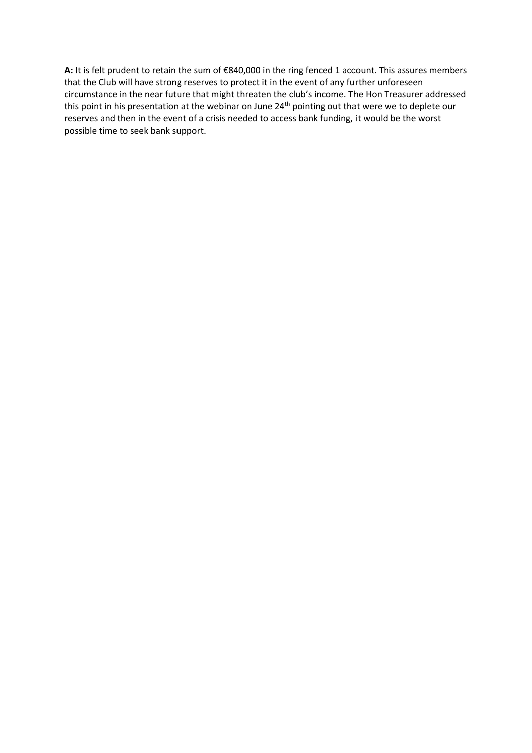**A:** It is felt prudent to retain the sum of €840,000 in the ring fenced 1 account. This assures members that the Club will have strong reserves to protect it in the event of any further unforeseen circumstance in the near future that might threaten the club's income. The Hon Treasurer addressed this point in his presentation at the webinar on June 24th pointing out that were we to deplete our reserves and then in the event of a crisis needed to access bank funding, it would be the worst possible time to seek bank support.